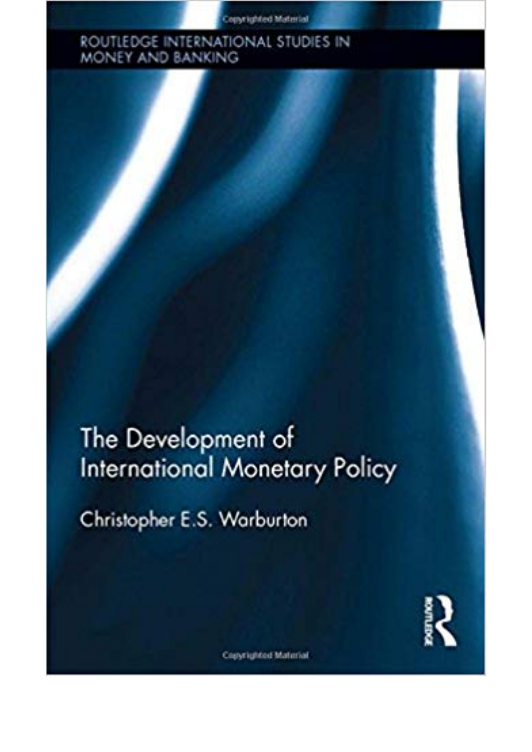ROUTLEDGE INTERNATIONAL STUDIES IN MONEY AND BANKING

# The Development of International Monetary Policy

Christopher E.S. Warburton

Routledge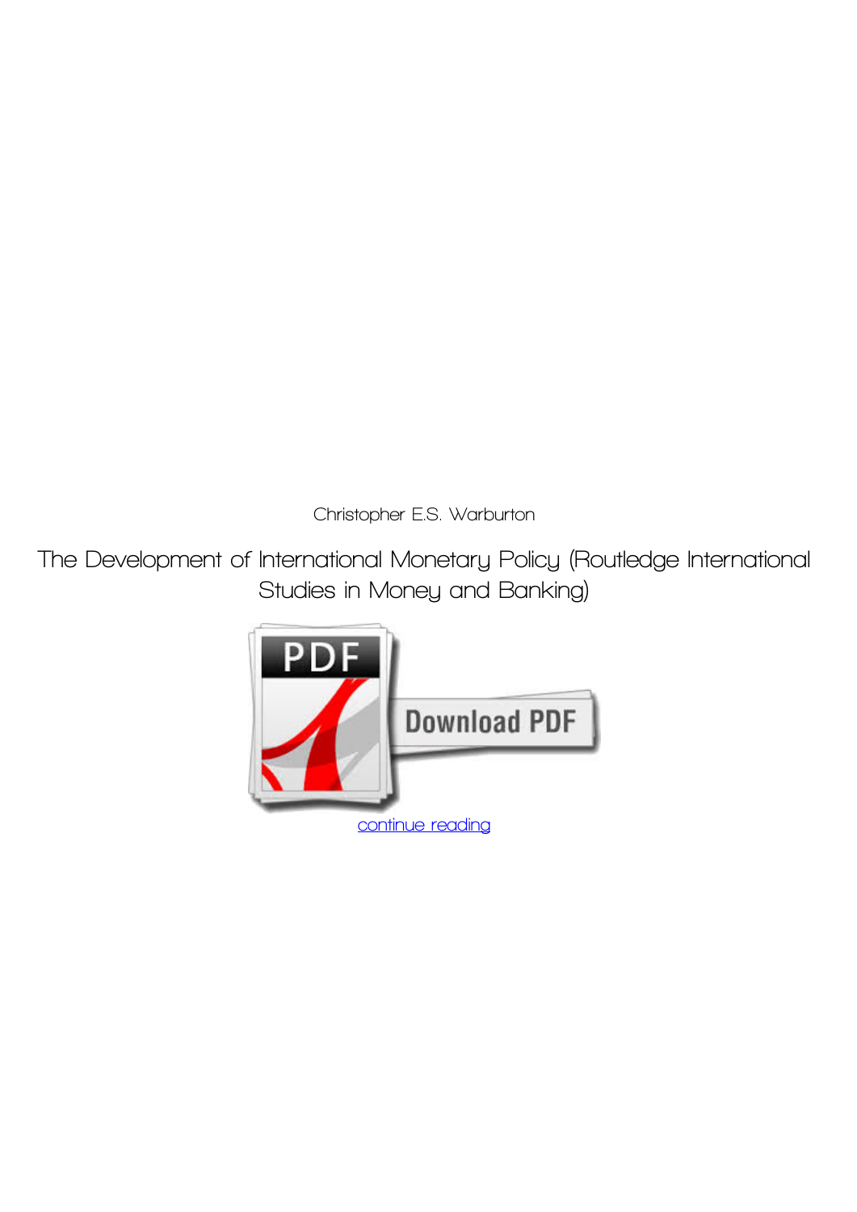Christopher E.S. Warburton

The Development of International Monetary Policy (Routledge International Studies in Money and Banking)

continue reading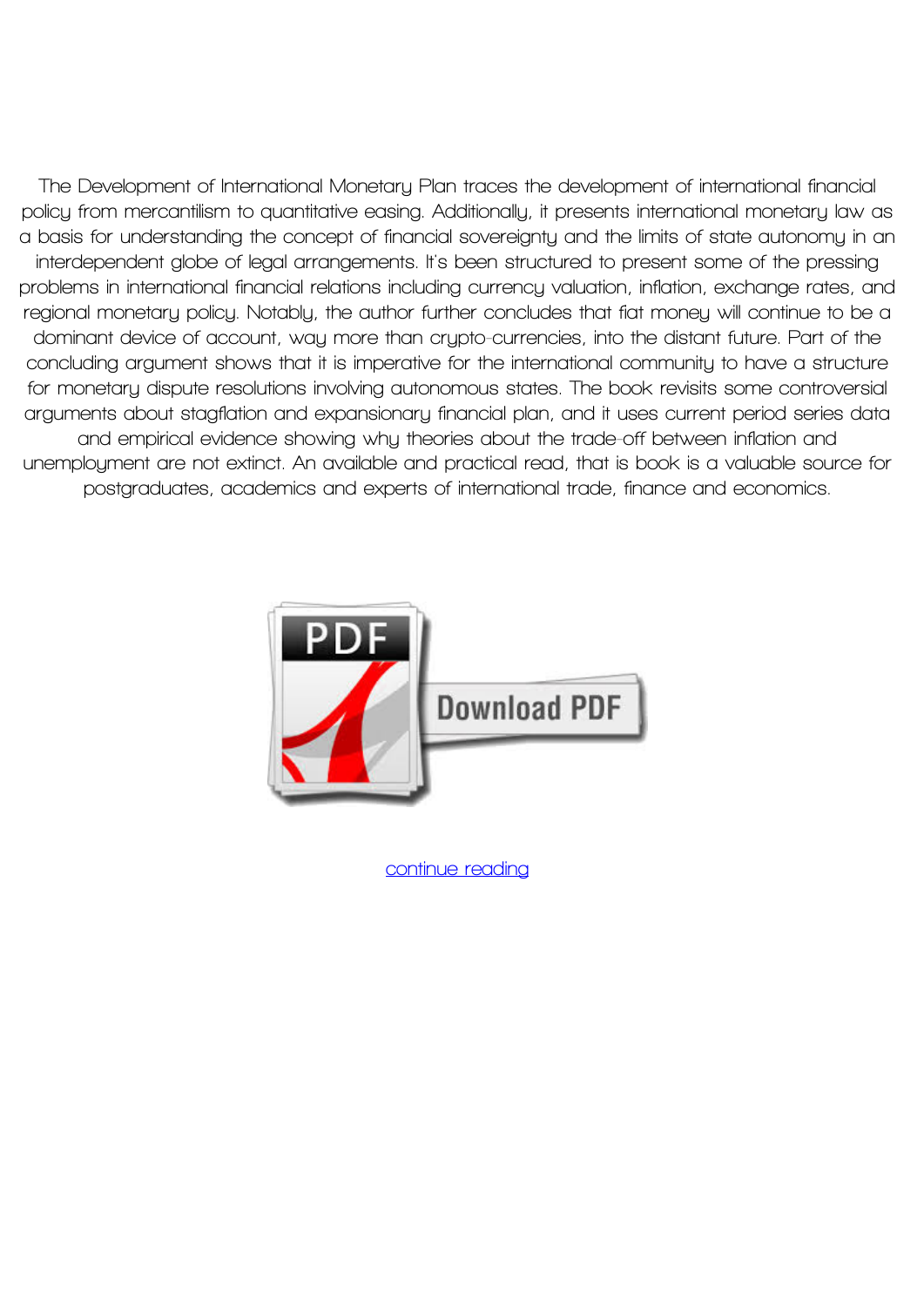The Development of International Monetary Plan traces the development of international financial policy from mercantilism to quantitative easing. Additionally, it presents international monetary law as a basis for understanding the concept of financial sovereignty and the limits of state autonomy in an interdependent globe of legal arrangements. It's been structured to present some of the pressing problems in international financial relations including currency valuation, inflation, exchange rates, and regional monetary policy. Notably, the author further concludes that fiat money will continue to be a dominant device of account, way more than crypto-currencies, into the distant future. Part of the concluding argument shows that it is imperative for the international community to have a structure for monetary dispute resolutions involving autonomous states. The book revisits some controversial arguments about stagflation and expansionary financial plan, and it uses current period series data and empirical evidence showing why theories about the trade-off between inflation and unemployment are not extinct. An available and practical read, that is book is a valuable source for postgraduates, academics and experts of international trade, finance and economics.

continue reading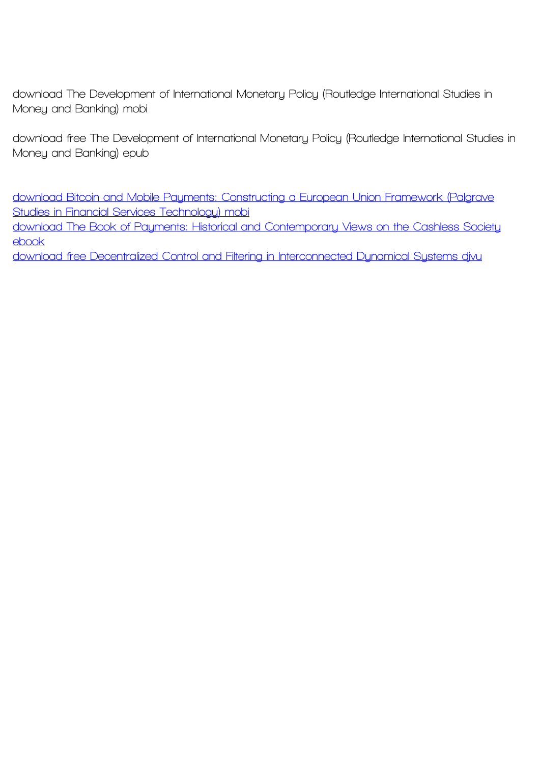download The Development of International Monetary Policy (Routledge International Studies in Money and Banking) mobi

download free The Development of International Monetary Policy (Routledge International Studies in Money and Banking) epub

download Bitcoin and Mobile Payments: Constructing a European Union Framework (Palgrave Studies in Financial Services Technology) mobi
download The Book of Payments: Historical and Contemporary Views on the Cashless Society ebook
download free Decentralized Control and Filtering in Interconnected Dynamical Systems djvu